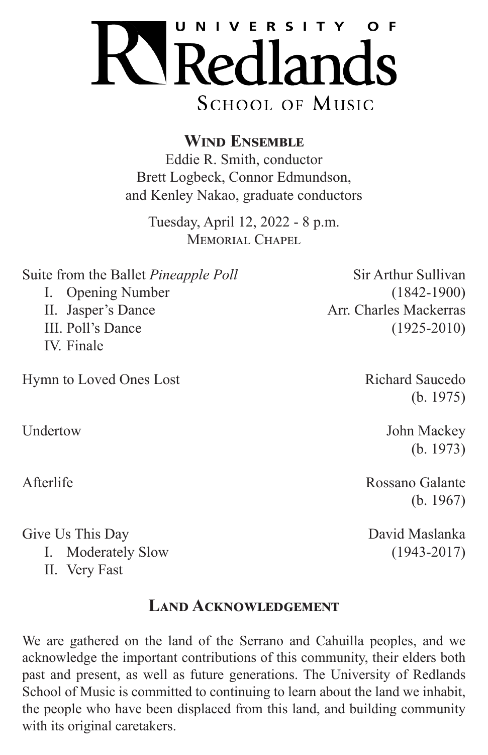# University of Redlands School of Music

## Wind Ensemble

Eddie R. Smith, conductor
Brett Logbeck, Connor Edmundson,
and Kenley Nakao, graduate conductors

Tuesday, April 12, 2022 - 8 p.m.
Memorial Chapel

Suite from the Ballet *Pineapple Poll* — Sir Arthur Sullivan (1842-1900), Arr. Charles Mackerras (1925-2010)

I. Opening Number
II. Jasper's Dance
III. Poll's Dance
IV. Finale

Hymn to Loved Ones Lost — Richard Saucedo (b. 1975)

Undertow — John Mackey (b. 1973)

Afterlife — Rossano Galante (b. 1967)

Give Us This Day — David Maslanka (1943-2017)

I. Moderately Slow
II. Very Fast

## Land Acknowledgement

We are gathered on the land of the Serrano and Cahuilla peoples, and we acknowledge the important contributions of this community, their elders both past and present, as well as future generations. The University of Redlands School of Music is committed to continuing to learn about the land we inhabit, the people who have been displaced from this land, and building community with its original caretakers.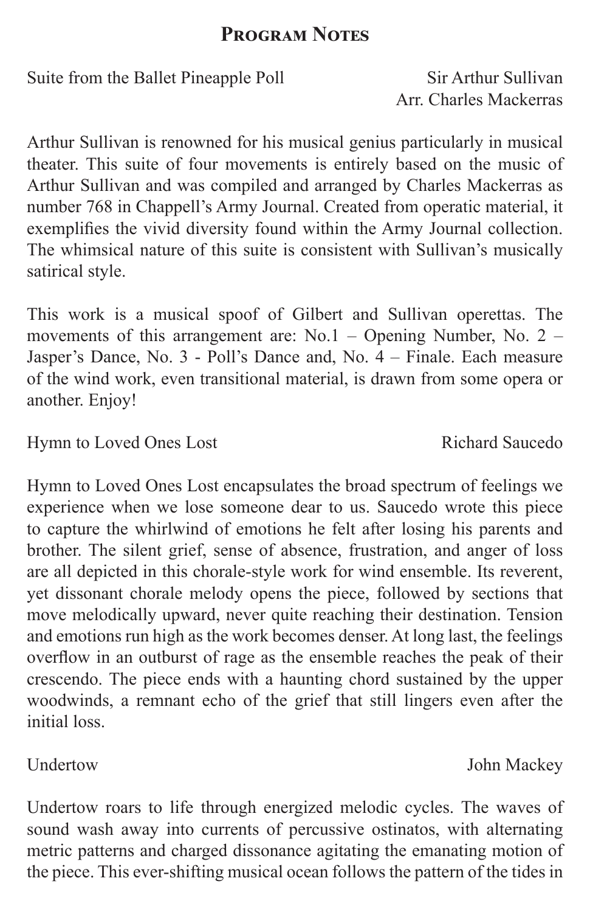# Program Notes

Suite from the Ballet Pineapple Poll — Sir Arthur Sullivan
Arr. Charles Mackerras

Arthur Sullivan is renowned for his musical genius particularly in musical theater. This suite of four movements is entirely based on the music of Arthur Sullivan and was compiled and arranged by Charles Mackerras as number 768 in Chappell's Army Journal. Created from operatic material, it exemplifies the vivid diversity found within the Army Journal collection. The whimsical nature of this suite is consistent with Sullivan's musically satirical style.

This work is a musical spoof of Gilbert and Sullivan operettas. The movements of this arrangement are: No.1 – Opening Number, No. 2 – Jasper's Dance, No. 3 - Poll's Dance and, No. 4 – Finale. Each measure of the wind work, even transitional material, is drawn from some opera or another. Enjoy!

Hymn to Loved Ones Lost — Richard Saucedo

Hymn to Loved Ones Lost encapsulates the broad spectrum of feelings we experience when we lose someone dear to us. Saucedo wrote this piece to capture the whirlwind of emotions he felt after losing his parents and brother. The silent grief, sense of absence, frustration, and anger of loss are all depicted in this chorale-style work for wind ensemble. Its reverent, yet dissonant chorale melody opens the piece, followed by sections that move melodically upward, never quite reaching their destination. Tension and emotions run high as the work becomes denser. At long last, the feelings overflow in an outburst of rage as the ensemble reaches the peak of their crescendo. The piece ends with a haunting chord sustained by the upper woodwinds, a remnant echo of the grief that still lingers even after the initial loss.

Undertow — John Mackey

Undertow roars to life through energized melodic cycles. The waves of sound wash away into currents of percussive ostinatos, with alternating metric patterns and charged dissonance agitating the emanating motion of the piece. This ever-shifting musical ocean follows the pattern of the tides in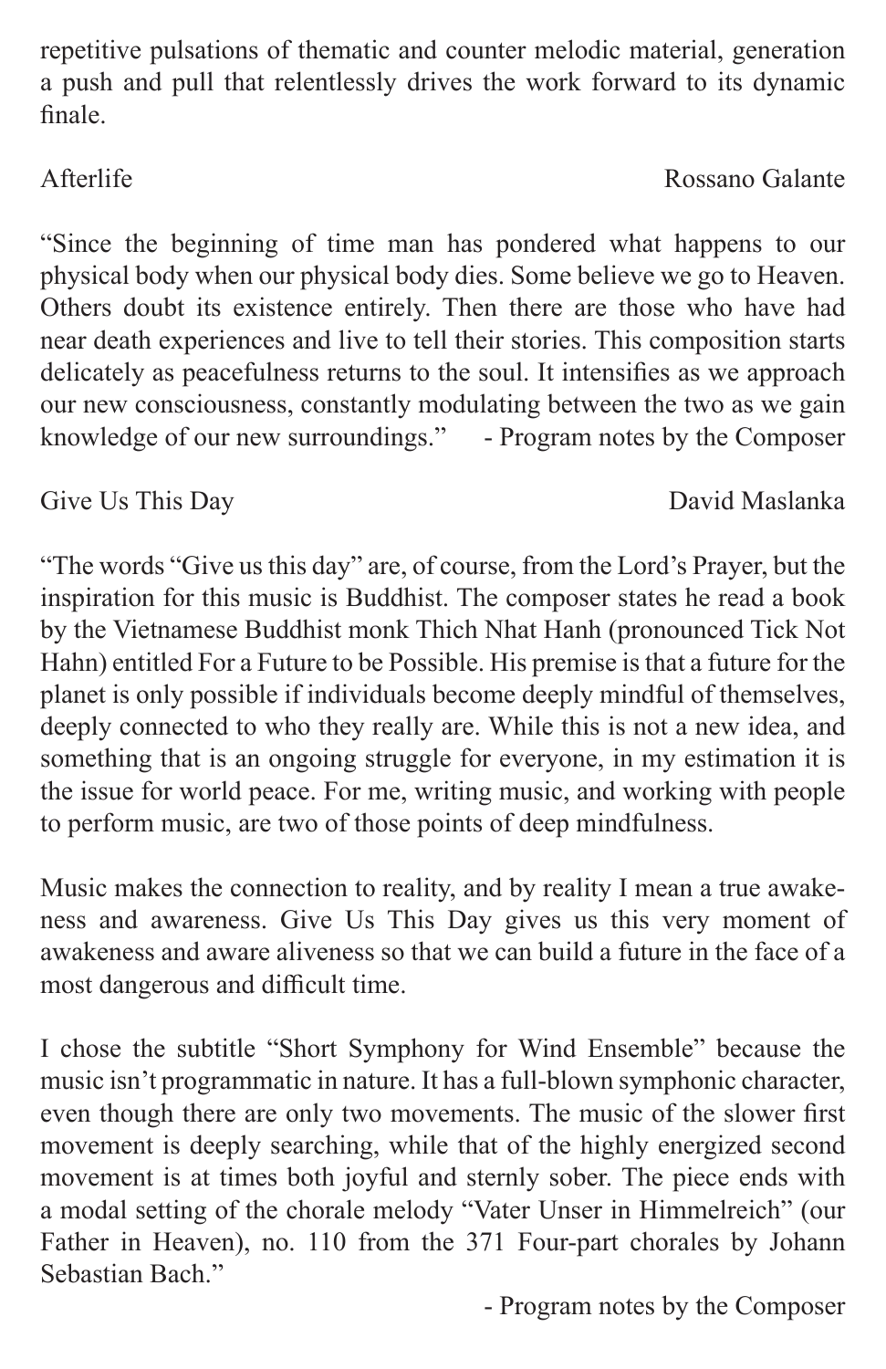repetitive pulsations of thematic and counter melodic material, generation a push and pull that relentlessly drives the work forward to its dynamic finale.

Afterlife — Rossano Galante

"Since the beginning of time man has pondered what happens to our physical body when our physical body dies. Some believe we go to Heaven. Others doubt its existence entirely. Then there are those who have had near death experiences and live to tell their stories. This composition starts delicately as peacefulness returns to the soul. It intensifies as we approach our new consciousness, constantly modulating between the two as we gain knowledge of our new surroundings." - Program notes by the Composer

Give Us This Day — David Maslanka

"The words "Give us this day" are, of course, from the Lord's Prayer, but the inspiration for this music is Buddhist. The composer states he read a book by the Vietnamese Buddhist monk Thich Nhat Hanh (pronounced Tick Not Hahn) entitled For a Future to be Possible. His premise is that a future for the planet is only possible if individuals become deeply mindful of themselves, deeply connected to who they really are. While this is not a new idea, and something that is an ongoing struggle for everyone, in my estimation it is the issue for world peace. For me, writing music, and working with people to perform music, are two of those points of deep mindfulness.

Music makes the connection to reality, and by reality I mean a true awakeness and awareness. Give Us This Day gives us this very moment of awakeness and aware aliveness so that we can build a future in the face of a most dangerous and difficult time.

I chose the subtitle "Short Symphony for Wind Ensemble" because the music isn't programmatic in nature. It has a full-blown symphonic character, even though there are only two movements. The music of the slower first movement is deeply searching, while that of the highly energized second movement is at times both joyful and sternly sober. The piece ends with a modal setting of the chorale melody "Vater Unser in Himmelreich" (our Father in Heaven), no. 110 from the 371 Four-part chorales by Johann Sebastian Bach."

- Program notes by the Composer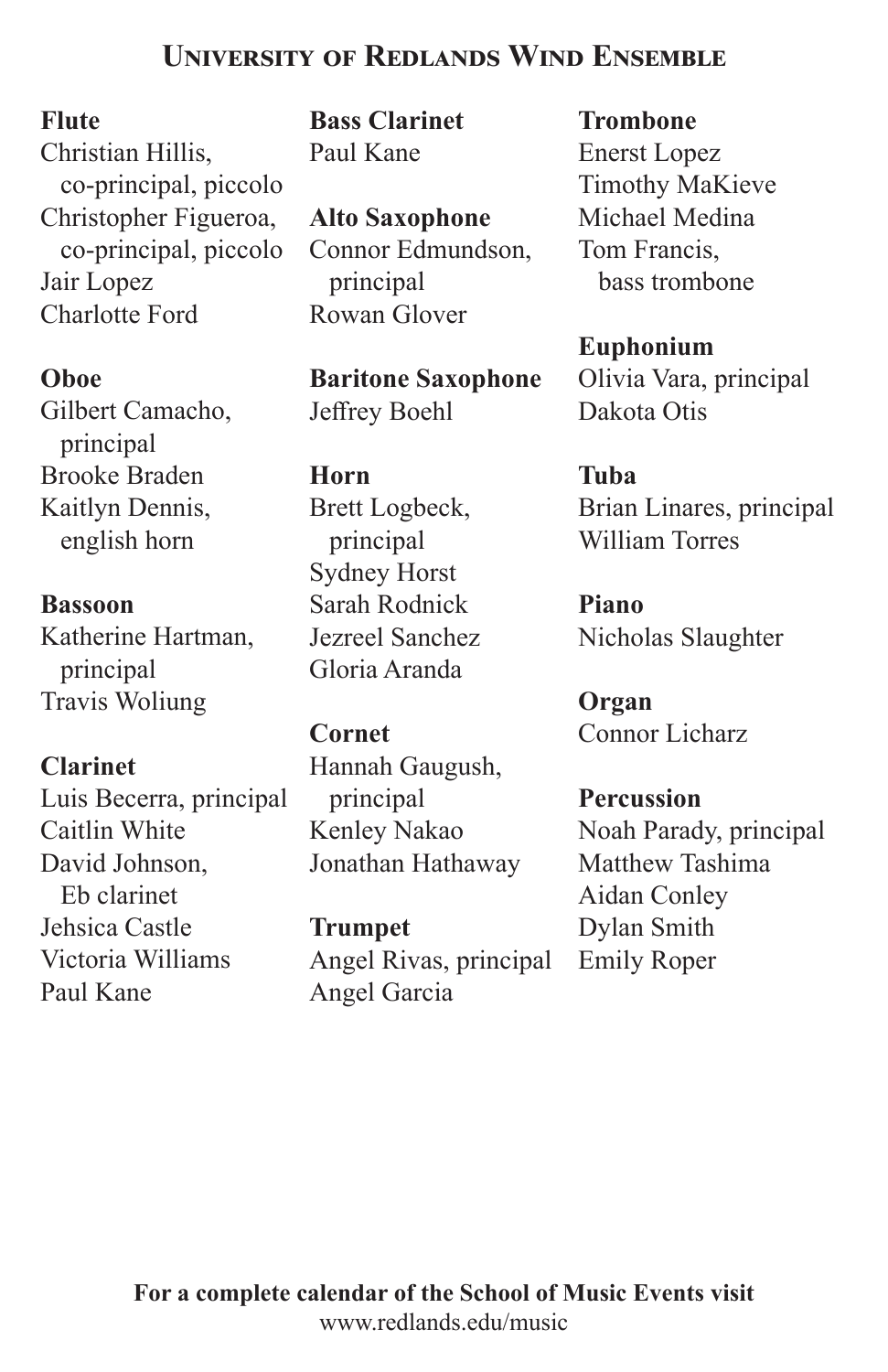## University of Redlands Wind Ensemble

**Flute**
Christian Hillis, co-principal, piccolo
Christopher Figueroa, co-principal, piccolo
Jair Lopez
Charlotte Ford

**Oboe**
Gilbert Camacho, principal
Brooke Braden
Kaitlyn Dennis, english horn

**Bassoon**
Katherine Hartman, principal
Travis Woliung

**Clarinet**
Luis Becerra, principal
Caitlin White
David Johnson, Eb clarinet
Jehsica Castle
Victoria Williams
Paul Kane

**Bass Clarinet**
Paul Kane

**Alto Saxophone**
Connor Edmundson, principal
Rowan Glover

**Baritone Saxophone**
Jeffrey Boehl

**Horn**
Brett Logbeck, principal
Sydney Horst
Sarah Rodnick
Jezreel Sanchez
Gloria Aranda

**Cornet**
Hannah Gaugush, principal
Kenley Nakao
Jonathan Hathaway

**Trumpet**
Angel Rivas, principal
Angel Garcia

**Trombone**
Enerst Lopez
Timothy MaKieve
Michael Medina
Tom Francis, bass trombone

**Euphonium**
Olivia Vara, principal
Dakota Otis

**Tuba**
Brian Linares, principal
William Torres

**Piano**
Nicholas Slaughter

**Organ**
Connor Licharz

**Percussion**
Noah Parady, principal
Matthew Tashima
Aidan Conley
Dylan Smith
Emily Roper

**For a complete calendar of the School of Music Events visit**
www.redlands.edu/music